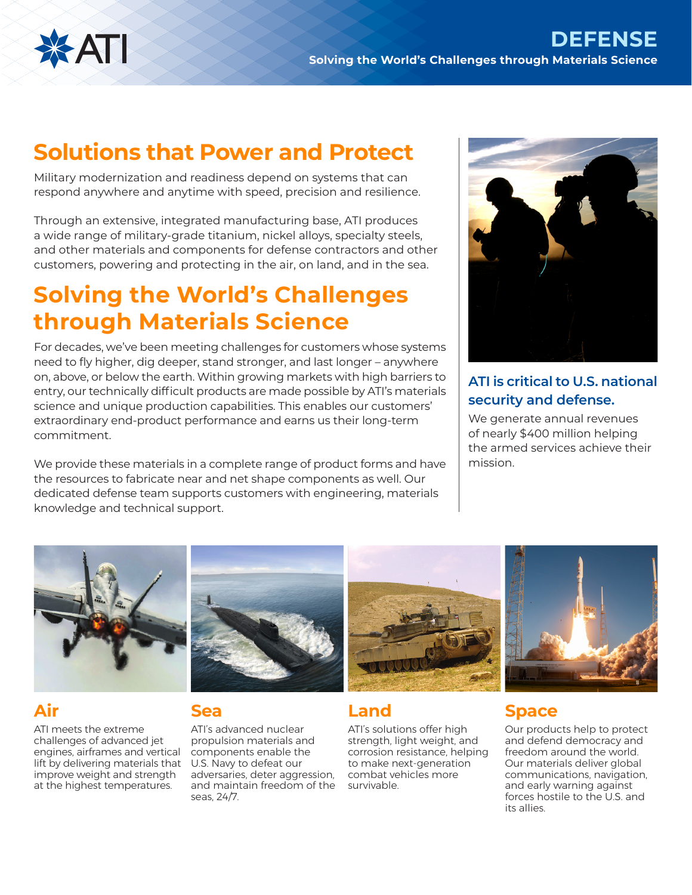ATI

# DEFENSE

**Solving the World's Challenges through Materials Science**

## Solutions that Power and Protect

Military modernization and readiness depend on systems that can respond anywhere and anytime with speed, precision and resilience.

Through an extensive, integrated manufacturing base, ATI produces a wide range of military-grade titanium, nickel alloys, specialty steels, and other materials and components for defense contractors and other customers, powering and protecting in the air, on land, and in the sea.

## Solving the World's Challenges through Materials Science

For decades, we've been meeting challenges for customers whose systems need to fly higher, dig deeper, stand stronger, and last longer – anywhere on, above, or below the earth. Within growing markets with high barriers to entry, our technically difficult products are made possible by ATI's materials science and unique production capabilities. This enables our customers' extraordinary end-product performance and earns us their long-term commitment.

We provide these materials in a complete range of product forms and have the resources to fabricate near and net shape components as well. Our dedicated defense team supports customers with engineering, materials knowledge and technical support.

### ATI is critical to U.S. national security and defense.

We generate annual revenues of nearly $400 million helping the armed services achieve their mission.

## Air

ATI meets the extreme challenges of advanced jet engines, airframes and vertical lift by delivering materials that improve weight and strength at the highest temperatures.

## Sea

ATI's advanced nuclear propulsion materials and components enable the U.S. Navy to defeat our adversaries, deter aggression, and maintain freedom of the seas, 24/7.

## Land

ATI's solutions offer high strength, light weight, and corrosion resistance, helping to make next-generation combat vehicles more survivable.

## Space

Our products help to protect and defend democracy and freedom around the world. Our materials deliver global communications, navigation, and early warning against forces hostile to the U.S. and its allies.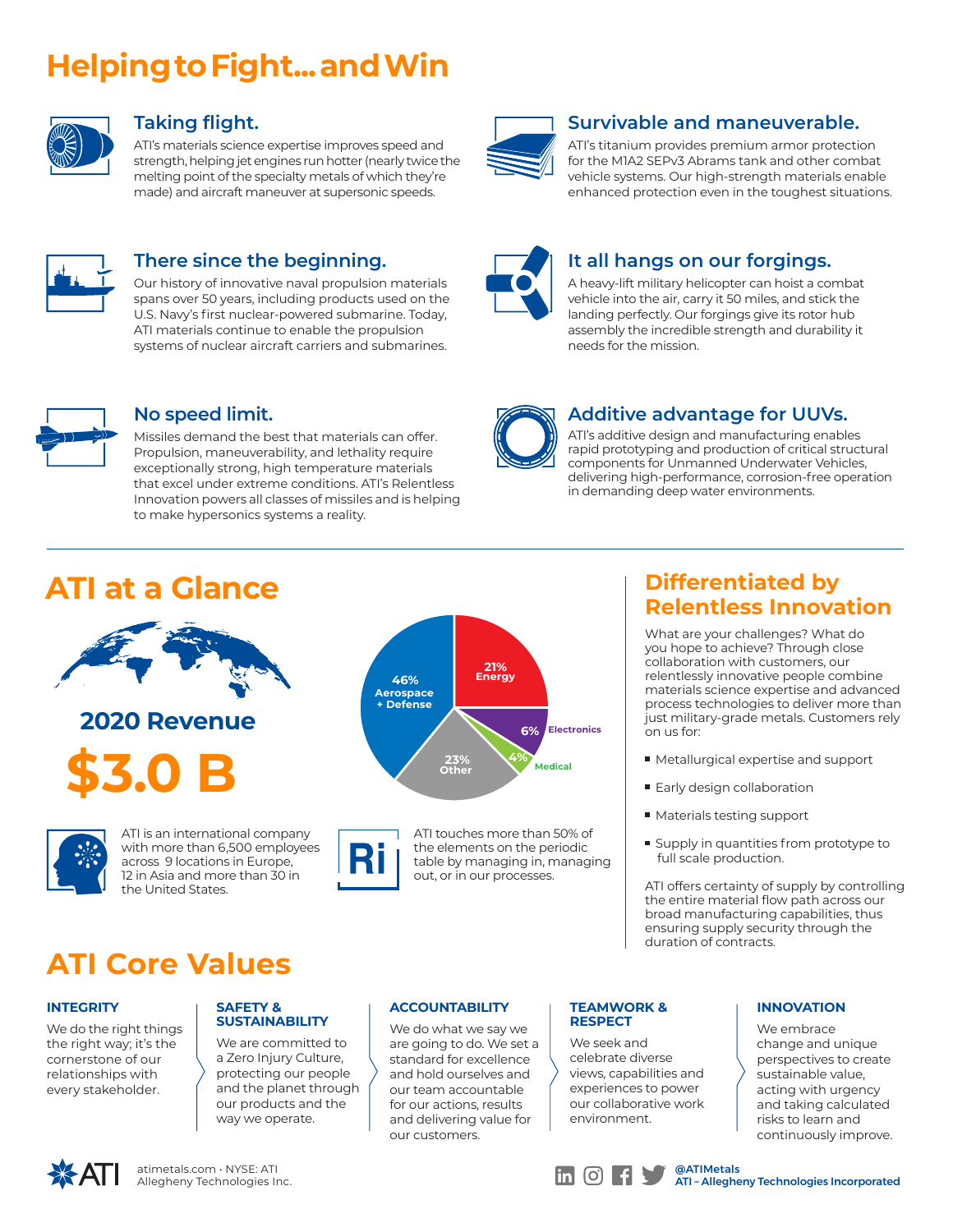# Helping to Fight... and Win

### Taking flight.

ATI's materials science expertise improves speed and strength, helping jet engines run hotter (nearly twice the melting point of the specialty metals of which they're made) and aircraft maneuver at supersonic speeds.

### Survivable and maneuverable.

ATI's titanium provides premium armor protection for the M1A2 SEPv3 Abrams tank and other combat vehicle systems. Our high-strength materials enable enhanced protection even in the toughest situations.

### There since the beginning.

Our history of innovative naval propulsion materials spans over 50 years, including products used on the U.S. Navy's first nuclear-powered submarine. Today, ATI materials continue to enable the propulsion systems of nuclear aircraft carriers and submarines.

### It all hangs on our forgings.

A heavy-lift military helicopter can hoist a combat vehicle into the air, carry it 50 miles, and stick the landing perfectly. Our forgings give its rotor hub assembly the incredible strength and durability it needs for the mission.

### No speed limit.

Missiles demand the best that materials can offer. Propulsion, maneuverability, and lethality require exceptionally strong, high temperature materials that excel under extreme conditions. ATI's Relentless Innovation powers all classes of missiles and is helping to make hypersonics systems a reality.

### Additive advantage for UUVs.

ATI's additive design and manufacturing enables rapid prototyping and production of critical structural components for Unmanned Underwater Vehicles, delivering high-performance, corrosion-free operation in demanding deep water environments.

## ATI at a Glance

**2020 Revenue**

**$3.0 B**

46% Aerospace + Defense

21% Energy

6% Electronics

4% Medical

23% Other

ATI is an international company with more than 6,500 employees across 9 locations in Europe, 12 in Asia and more than 30 in the United States.

ATI touches more than 50% of the elements on the periodic table by managing in, managing out, or in our processes.

## Differentiated by Relentless Innovation

What are your challenges? What do you hope to achieve? Through close collaboration with customers, our relentlessly innovative people combine materials science expertise and advanced process technologies to deliver more than just military-grade metals. Customers rely on us for:

- Metallurgical expertise and support
- Early design collaboration
- Materials testing support
- Supply in quantities from prototype to full scale production.

ATI offers certainty of supply by controlling the entire material flow path across our broad manufacturing capabilities, thus ensuring supply security through the duration of contracts.

## ATI Core Values

**INTEGRITY**

We do the right things the right way; it's the cornerstone of our relationships with every stakeholder.

**SAFETY & SUSTAINABILITY**

We are committed to a Zero Injury Culture, protecting our people and the planet through our products and the way we operate.

**ACCOUNTABILITY**

We do what we say we are going to do. We set a standard for excellence and hold ourselves and our team accountable for our actions, results and delivering value for our customers.

**TEAMWORK & RESPECT**

We seek and celebrate diverse views, capabilities and experiences to power our collaborative work environment.

**INNOVATION**

We embrace change and unique perspectives to create sustainable value, acting with urgency and taking calculated risks to learn and continuously improve.

ATI

atimetals.com • NYSE: ATI
Allegheny Technologies Inc.

@ATIMetals
ATI – Allegheny Technologies Incorporated